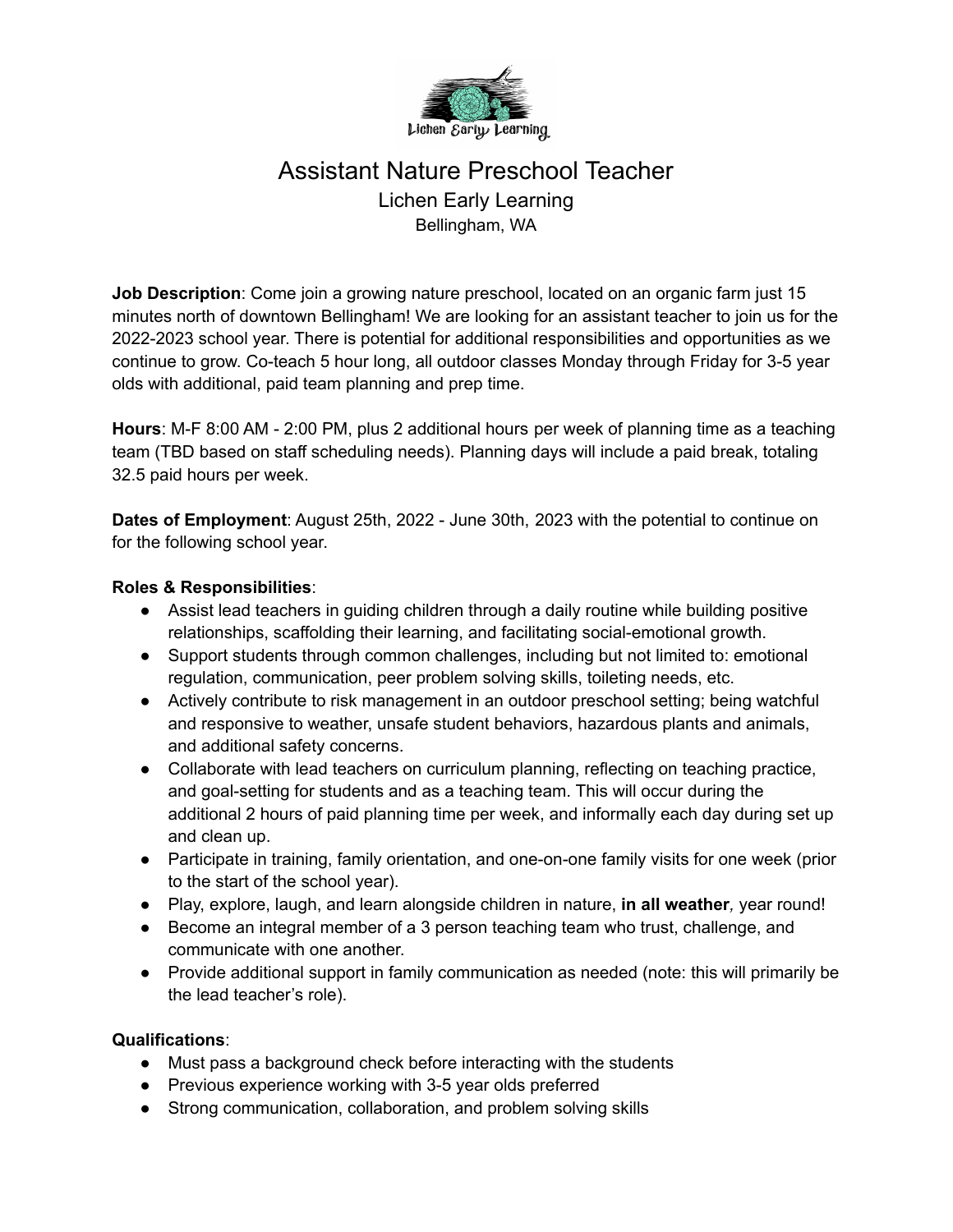# Assistant Nature Preschool Teacher

## Lichen Early Learning

Bellingham, WA

**Job Description**: Come join a growing nature preschool, located on an organic farm just 15 minutes north of downtown Bellingham! We are looking for an assistant teacher to join us for the 2022-2023 school year. There is potential for additional responsibilities and opportunities as we continue to grow. Co-teach 5 hour long, all outdoor classes Monday through Friday for 3-5 year olds with additional, paid team planning and prep time.

**Hours**: M-F 8:00 AM - 2:00 PM, plus 2 additional hours per week of planning time as a teaching team (TBD based on staff scheduling needs). Planning days will include a paid break, totaling 32.5 paid hours per week.

**Dates of Employment**: August 25th, 2022 - June 30th, 2023 with the potential to continue on for the following school year.

**Roles & Responsibilities**:

- Assist lead teachers in guiding children through a daily routine while building positive relationships, scaffolding their learning, and facilitating social-emotional growth.
- Support students through common challenges, including but not limited to: emotional regulation, communication, peer problem solving skills, toileting needs, etc.
- Actively contribute to risk management in an outdoor preschool setting; being watchful and responsive to weather, unsafe student behaviors, hazardous plants and animals, and additional safety concerns.
- Collaborate with lead teachers on curriculum planning, reflecting on teaching practice, and goal-setting for students and as a teaching team. This will occur during the additional 2 hours of paid planning time per week, and informally each day during set up and clean up.
- Participate in training, family orientation, and one-on-one family visits for one week (prior to the start of the school year).
- Play, explore, laugh, and learn alongside children in nature, **in all weather***,* year round!
- Become an integral member of a 3 person teaching team who trust, challenge, and communicate with one another.
- Provide additional support in family communication as needed (note: this will primarily be the lead teacher's role).

**Qualifications**:

- Must pass a background check before interacting with the students
- Previous experience working with 3-5 year olds preferred
- Strong communication, collaboration, and problem solving skills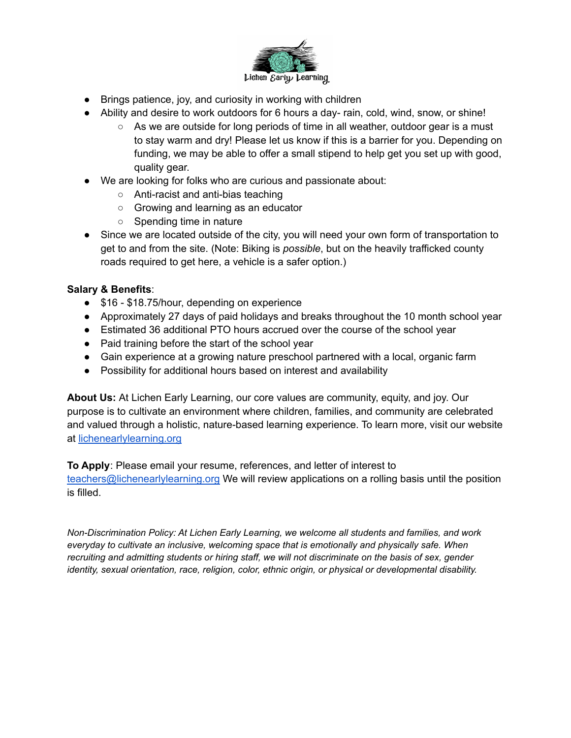- Brings patience, joy, and curiosity in working with children
- Ability and desire to work outdoors for 6 hours a day- rain, cold, wind, snow, or shine!
    - As we are outside for long periods of time in all weather, outdoor gear is a must to stay warm and dry! Please let us know if this is a barrier for you. Depending on funding, we may be able to offer a small stipend to help get you set up with good, quality gear.
- We are looking for folks who are curious and passionate about:
    - Anti-racist and anti-bias teaching
    - Growing and learning as an educator
    - Spending time in nature
- Since we are located outside of the city, you will need your own form of transportation to get to and from the site. (Note: Biking is *possible*, but on the heavily trafficked county roads required to get here, a vehicle is a safer option.)

**Salary & Benefits**:

- $16 - $18.75/hour, depending on experience
- Approximately 27 days of paid holidays and breaks throughout the 10 month school year
- Estimated 36 additional PTO hours accrued over the course of the school year
- Paid training before the start of the school year
- Gain experience at a growing nature preschool partnered with a local, organic farm
- Possibility for additional hours based on interest and availability

**About Us:** At Lichen Early Learning, our core values are community, equity, and joy. Our purpose is to cultivate an environment where children, families, and community are celebrated and valued through a holistic, nature-based learning experience. To learn more, visit our website at lichenearlylearning.org

**To Apply**: Please email your resume, references, and letter of interest to teachers@lichenearlylearning.org We will review applications on a rolling basis until the position is filled.

*Non-Discrimination Policy: At Lichen Early Learning, we welcome all students and families, and work everyday to cultivate an inclusive, welcoming space that is emotionally and physically safe. When recruiting and admitting students or hiring staff, we will not discriminate on the basis of sex, gender identity, sexual orientation, race, religion, color, ethnic origin, or physical or developmental disability.*